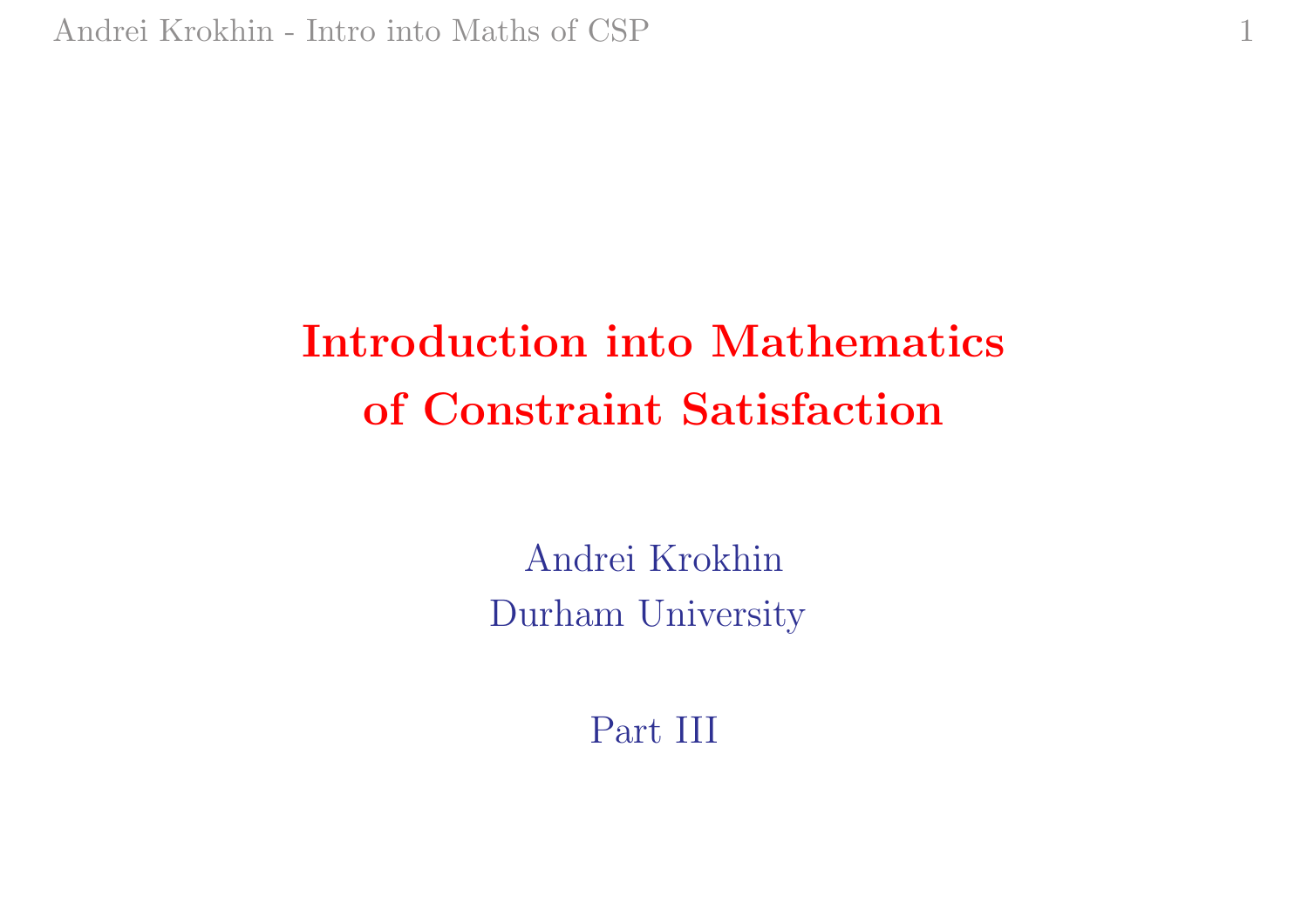# Introduction into Mathematics of Constraint Satisfaction

Andrei Krokhin
Durham University

Part III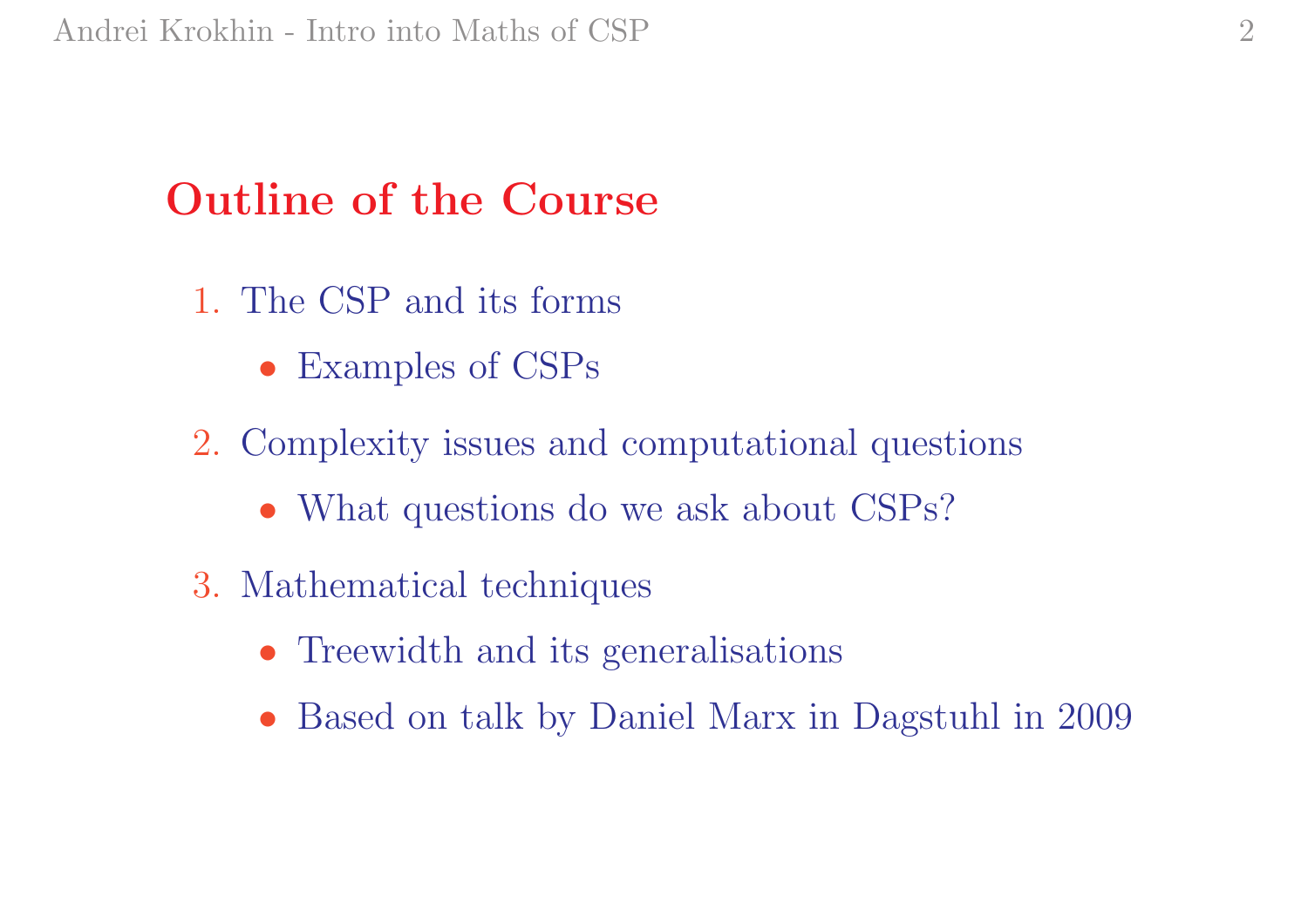## Outline of the Course

1. The CSP and its forms
   - Examples of CSPs
2. Complexity issues and computational questions
   - What questions do we ask about CSPs?
3. Mathematical techniques
   - Treewidth and its generalisations
   - Based on talk by Daniel Marx in Dagstuhl in 2009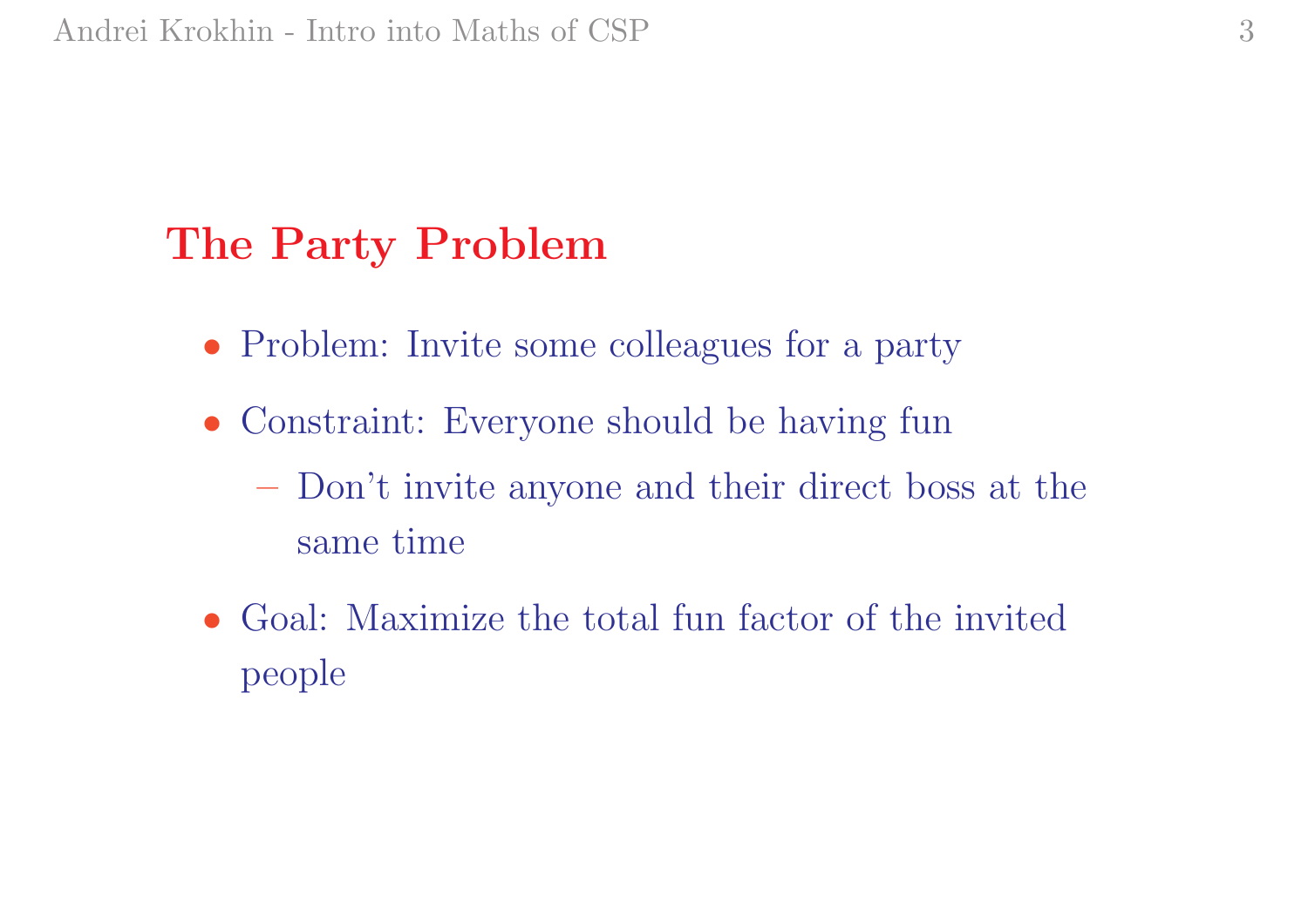## The Party Problem

- Problem: Invite some colleagues for a party
- Constraint: Everyone should be having fun
  - Don't invite anyone and their direct boss at the same time
- Goal: Maximize the total fun factor of the invited people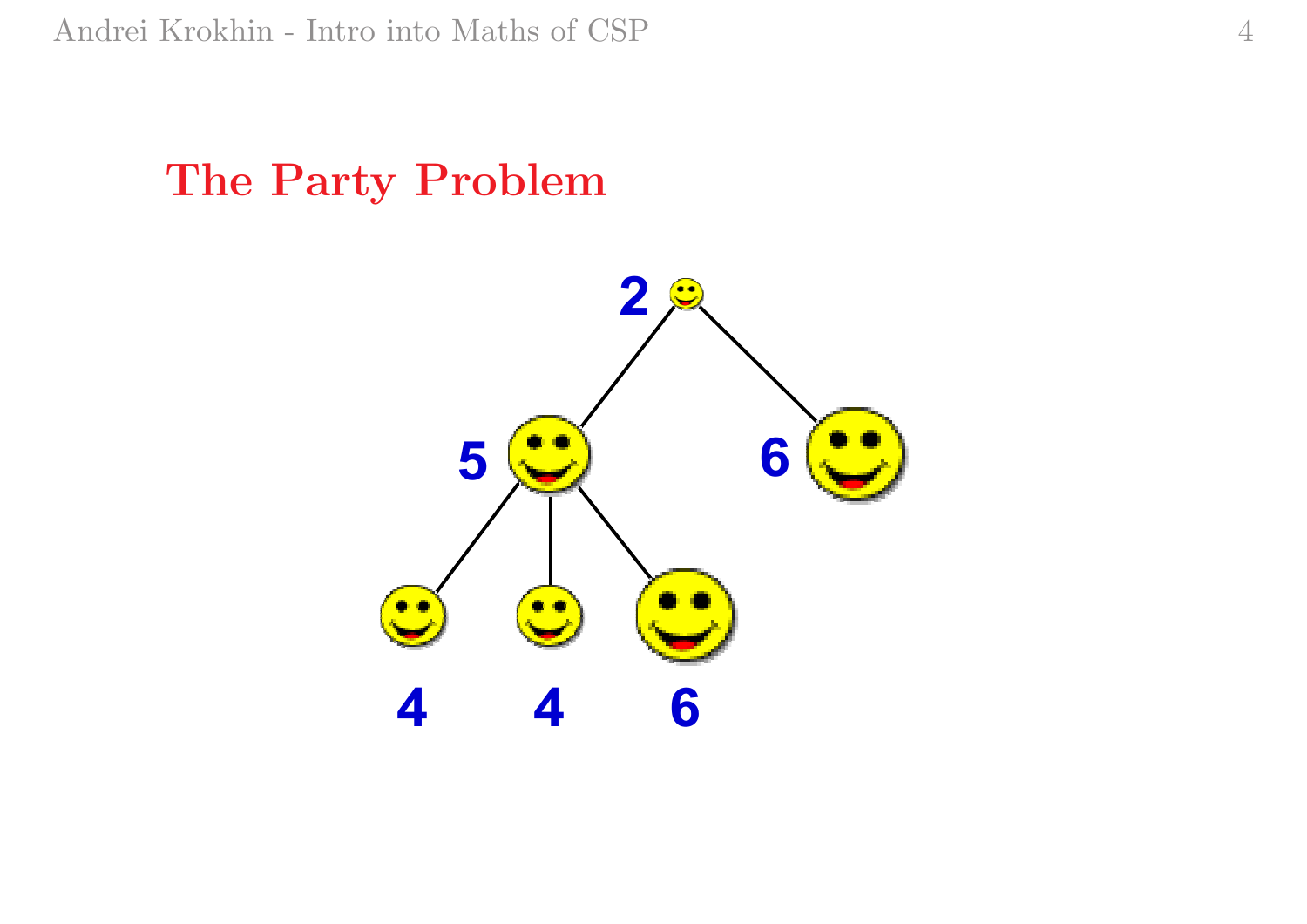## The Party Problem

2

5 6

4 4 6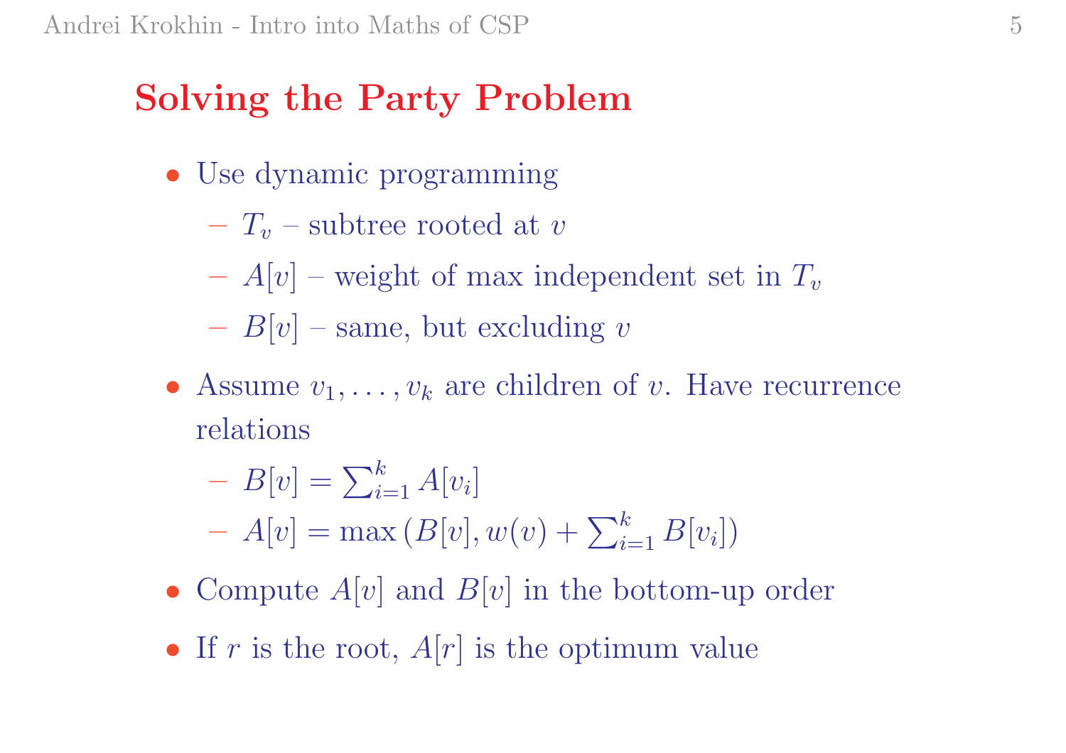## Solving the Party Problem

- Use dynamic programming
  - $T_v$ – subtree rooted at $v$
  - $A[v]$ – weight of max independent set in $T_v$
  - $B[v]$ – same, but excluding $v$
- Assume $v_1, \ldots, v_k$ are children of $v$. Have recurrence relations
  - $B[v] = \sum_{i=1}^{k} A[v_i]$
  - $A[v] = \max\left(B[v], w(v) + \sum_{i=1}^{k} B[v_i]\right)$
- Compute $A[v]$ and $B[v]$ in the bottom-up order
- If $r$ is the root, $A[r]$ is the optimum value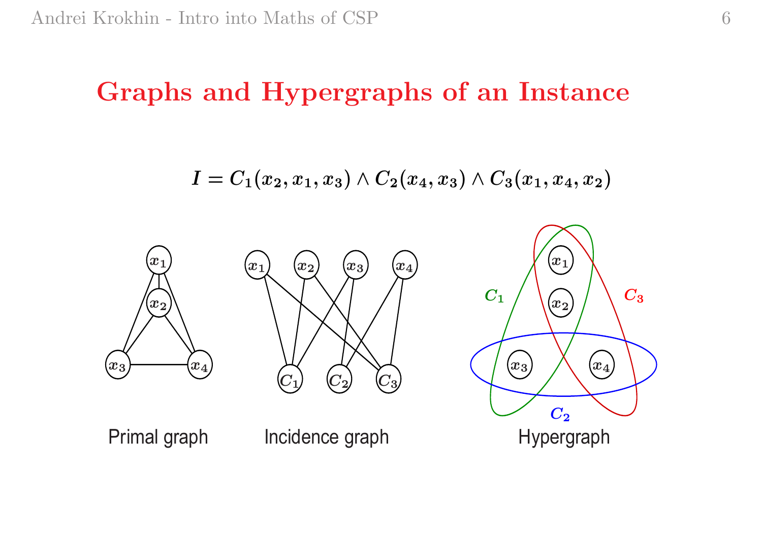# Graphs and Hypergraphs of an Instance

$$I = C_1(x_2, x_1, x_3) \wedge C_2(x_4, x_3) \wedge C_3(x_1, x_4, x_2)$$

Primal graph

Incidence graph

Hypergraph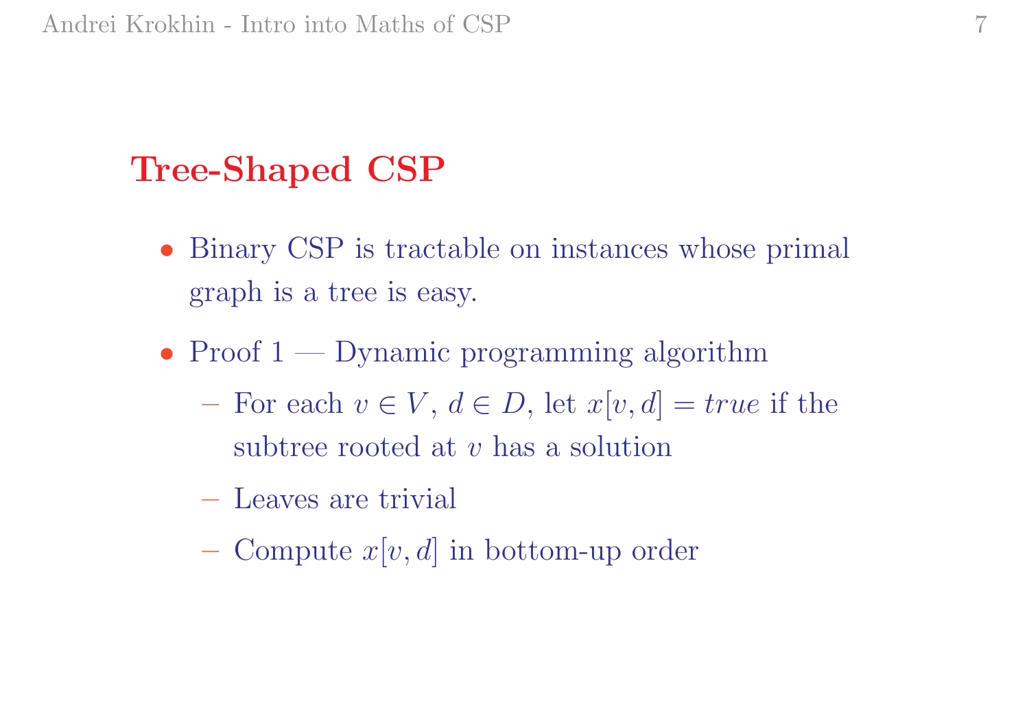## Tree-Shaped CSP

- Binary CSP is tractable on instances whose primal graph is a tree is easy.
- Proof 1 — Dynamic programming algorithm
  - For each $v \in V$, $d \in D$, let $x[v, d] = true$ if the subtree rooted at $v$ has a solution
  - Leaves are trivial
  - Compute $x[v, d]$ in bottom-up order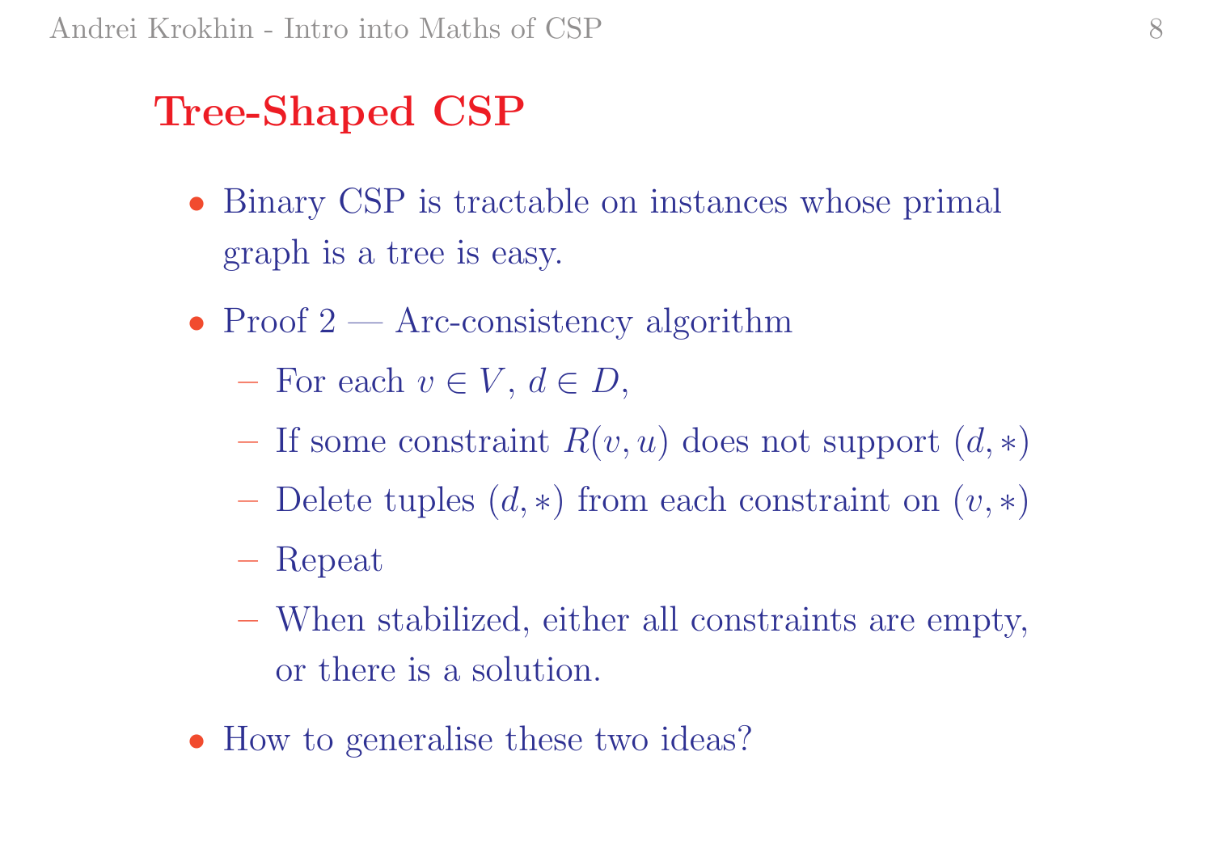# Tree-Shaped CSP

- Binary CSP is tractable on instances whose primal graph is a tree is easy.
- Proof 2 — Arc-consistency algorithm
  - For each $v \in V$, $d \in D$,
  - If some constraint $R(v, u)$ does not support $(d, *)$
  - Delete tuples $(d, *)$ from each constraint on $(v, *)$
  - Repeat
  - When stabilized, either all constraints are empty, or there is a solution.
- How to generalise these two ideas?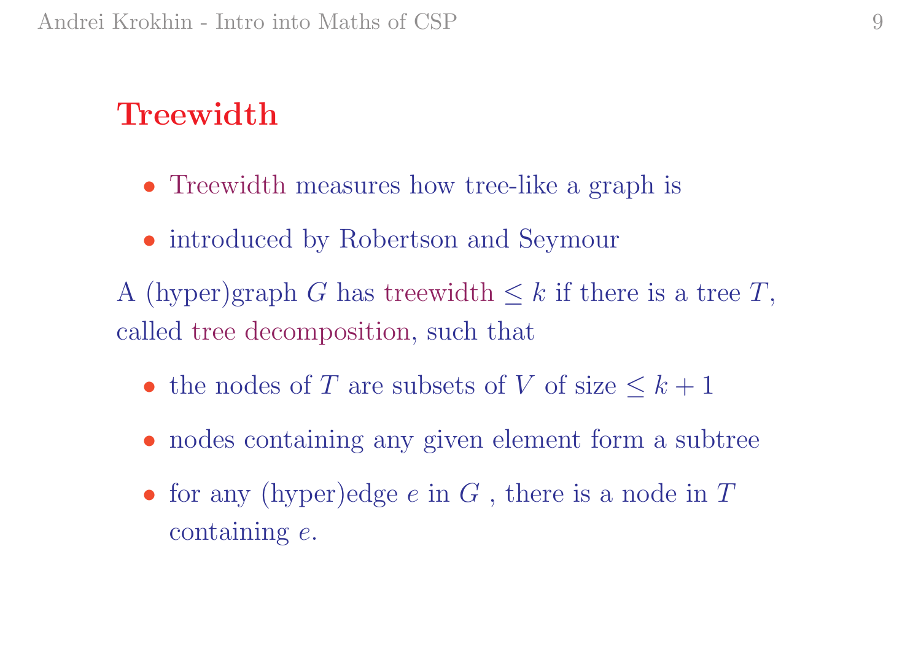# Treewidth

- Treewidth measures how tree-like a graph is
- introduced by Robertson and Seymour

A (hyper)graph $G$ has treewidth $\leq k$ if there is a tree $T$, called tree decomposition, such that

- the nodes of $T$ are subsets of $V$ of size $\leq k+1$
- nodes containing any given element form a subtree
- for any (hyper)edge $e$ in $G$ , there is a node in $T$ containing $e$.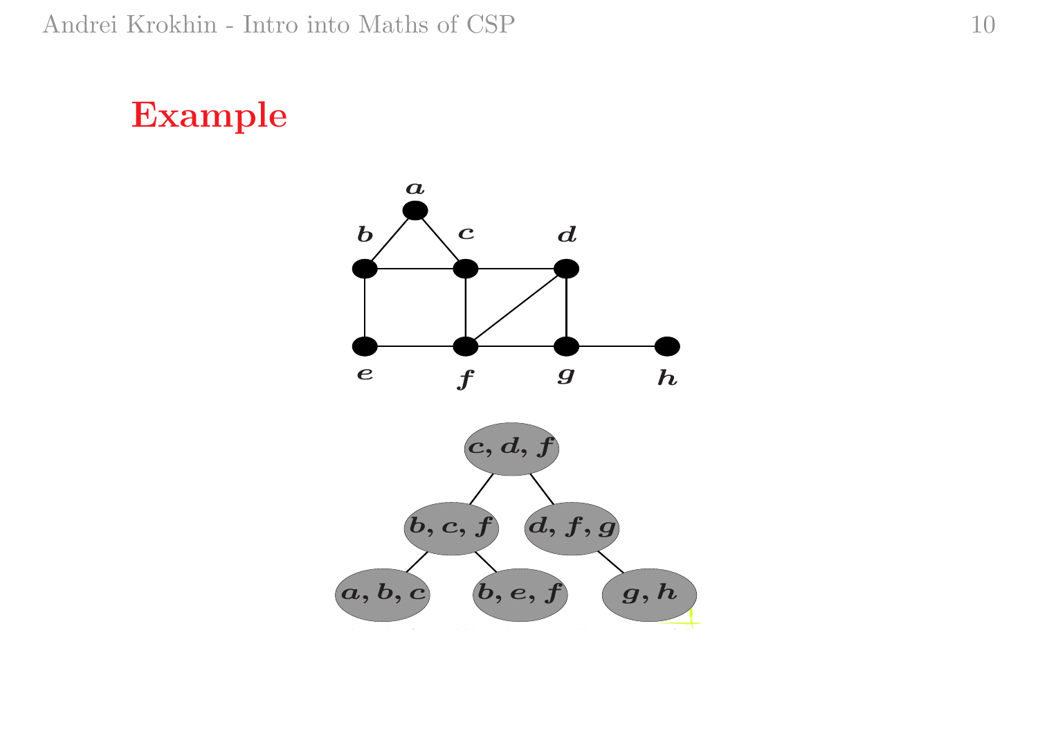# Example

a

b c d

e f g h

c, d, f

b, c, f d, f, g

a, b, c b, e, f g, h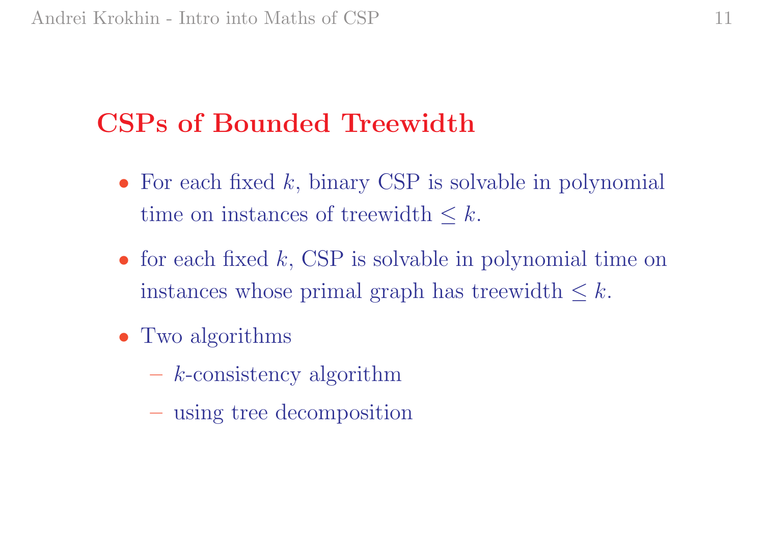## CSPs of Bounded Treewidth

- For each fixed $k$, binary CSP is solvable in polynomial time on instances of treewidth $\leq k$.
- for each fixed $k$, CSP is solvable in polynomial time on instances whose primal graph has treewidth $\leq k$.
- Two algorithms
  - $k$-consistency algorithm
  - using tree decomposition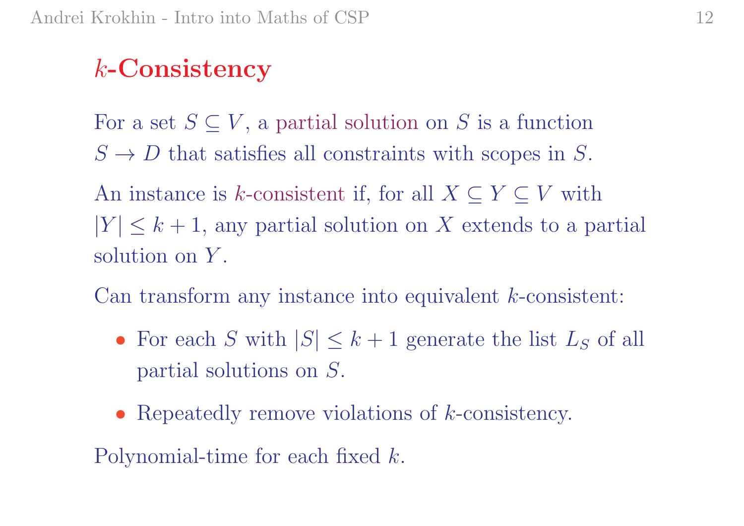# $k$-Consistency

For a set $S \subseteq V$, a partial solution on $S$ is a function $S \to D$ that satisfies all constraints with scopes in $S$.

An instance is $k$-consistent if, for all $X \subseteq Y \subseteq V$ with $|Y| \leq k+1$, any partial solution on $X$ extends to a partial solution on $Y$.

Can transform any instance into equivalent $k$-consistent:

- For each $S$ with $|S| \leq k+1$ generate the list $L_S$ of all partial solutions on $S$.
- Repeatedly remove violations of $k$-consistency.

Polynomial-time for each fixed $k$.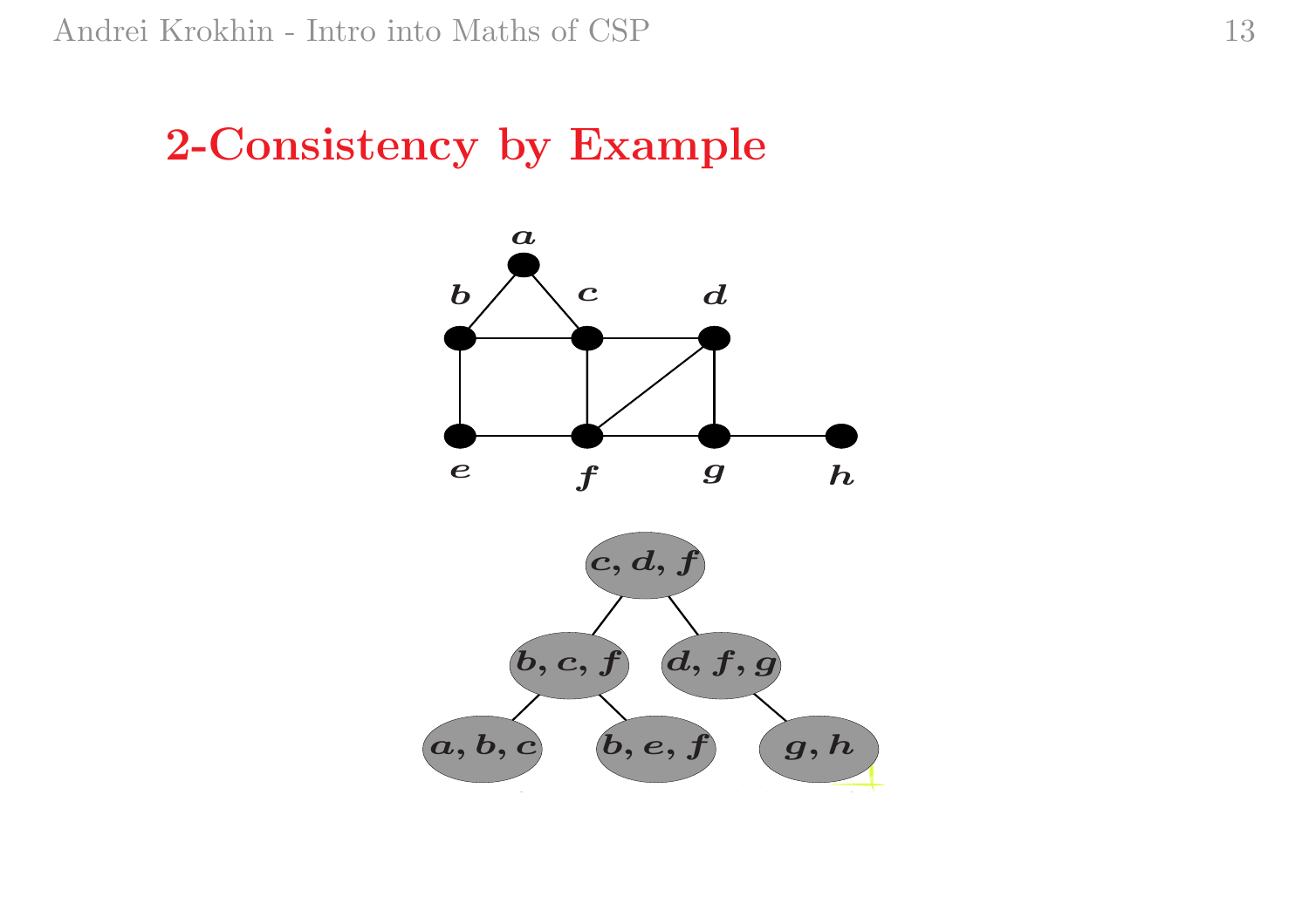## 2-Consistency by Example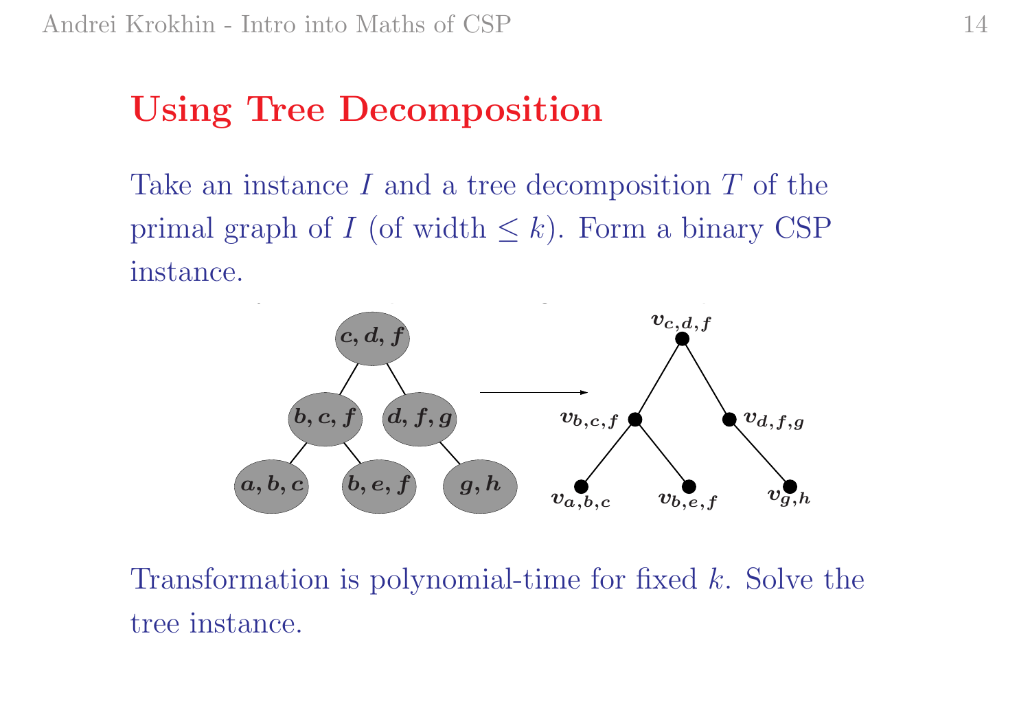# Using Tree Decomposition

Take an instance $I$ and a tree decomposition $T$ of the primal graph of $I$ (of width $\leq k$). Form a binary CSP instance.

Transformation is polynomial-time for fixed $k$. Solve the tree instance.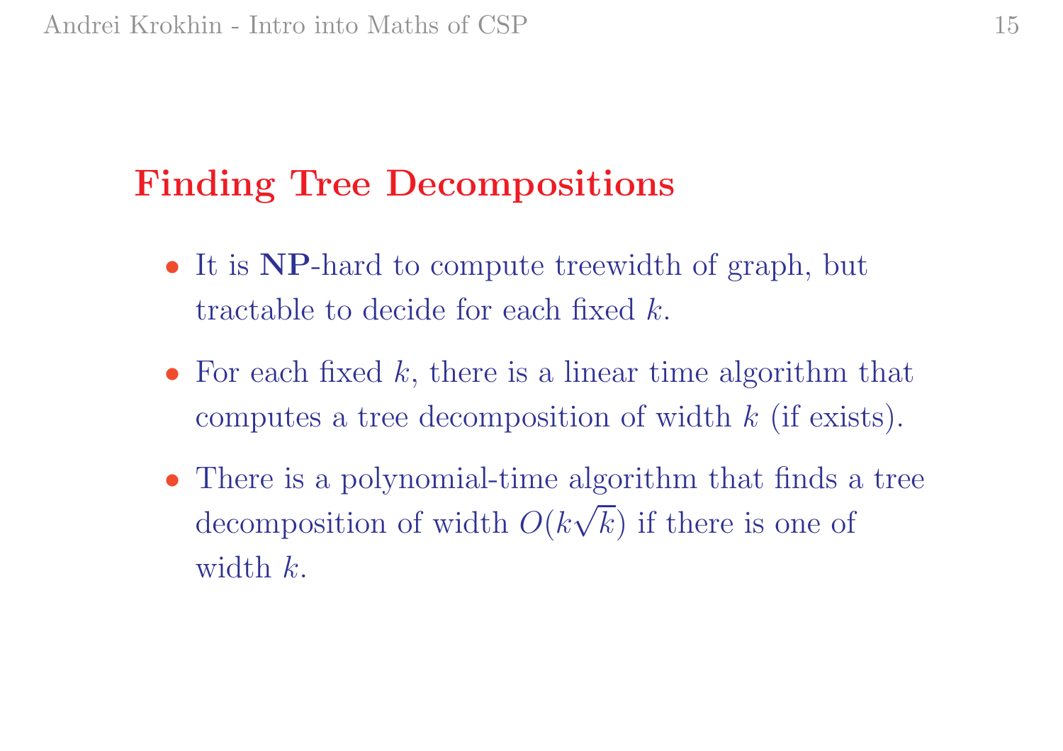## Finding Tree Decompositions

- It is **NP**-hard to compute treewidth of graph, but tractable to decide for each fixed $k$.
- For each fixed $k$, there is a linear time algorithm that computes a tree decomposition of width $k$ (if exists).
- There is a polynomial-time algorithm that finds a tree decomposition of width $O(k\sqrt{k})$ if there is one of width $k$.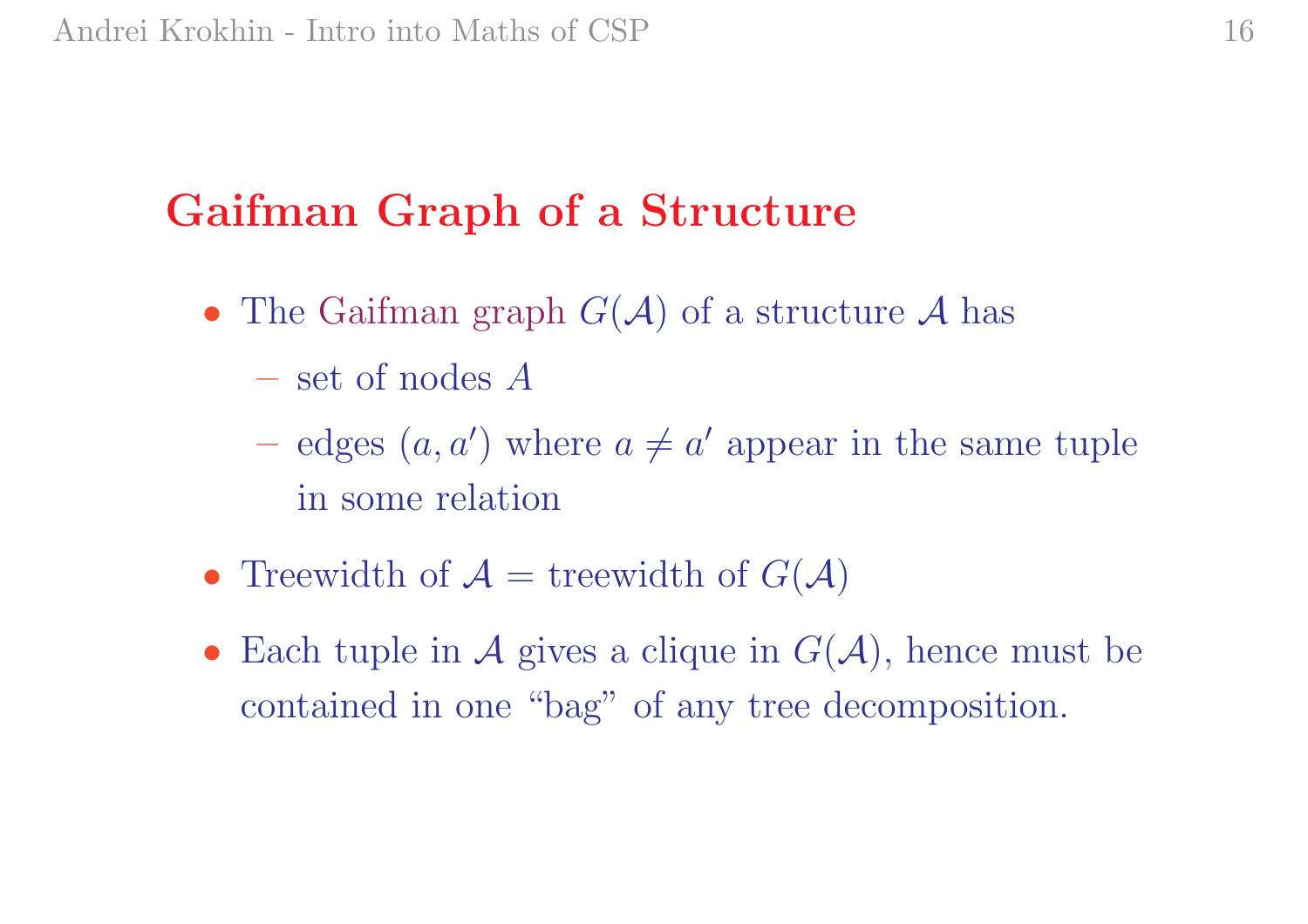## Gaifman Graph of a Structure

- The Gaifman graph $G(\mathcal{A})$ of a structure $\mathcal{A}$ has
  - set of nodes $A$
  - edges $(a, a')$ where $a \neq a'$ appear in the same tuple in some relation
- Treewidth of $\mathcal{A}$ = treewidth of $G(\mathcal{A})$
- Each tuple in $\mathcal{A}$ gives a clique in $G(\mathcal{A})$, hence must be contained in one "bag" of any tree decomposition.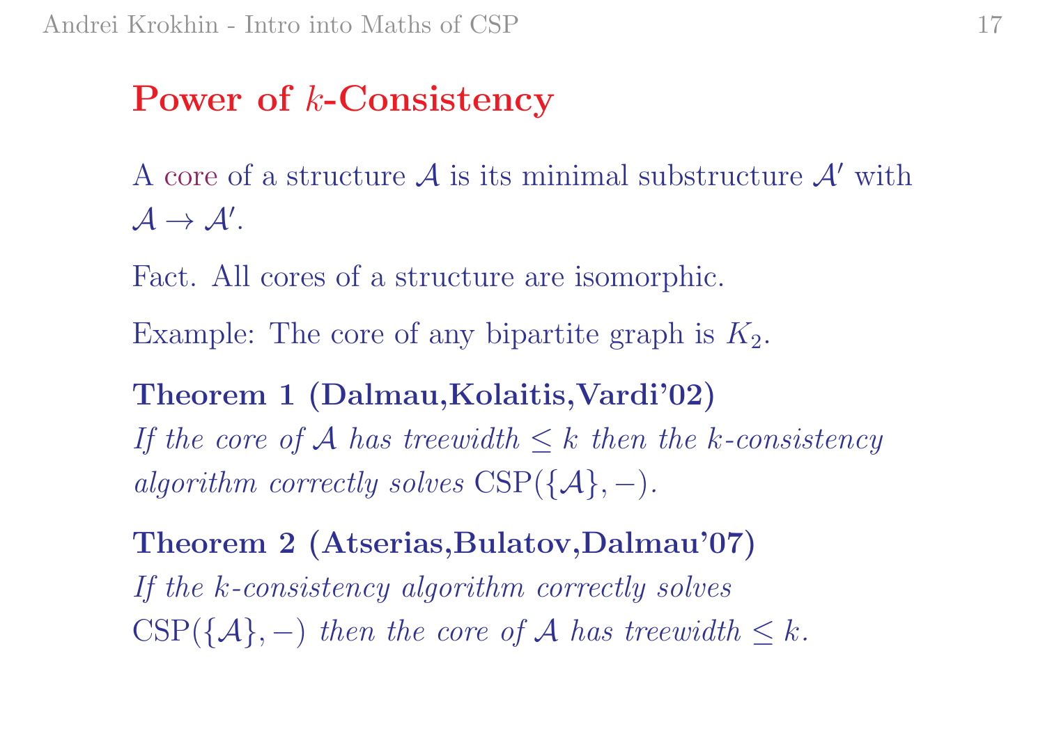## Power of $k$-Consistency

A core of a structure $\mathcal{A}$ is its minimal substructure $\mathcal{A}'$ with $\mathcal{A} \to \mathcal{A}'$.

Fact. All cores of a structure are isomorphic.

Example: The core of any bipartite graph is $K_2$.

**Theorem 1 (Dalmau,Kolaitis,Vardi'02)**
*If the core of $\mathcal{A}$ has treewidth $\leq k$ then the $k$-consistency algorithm correctly solves* $\mathrm{CSP}(\{\mathcal{A}\}, -)$.

**Theorem 2 (Atserias,Bulatov,Dalmau'07)**
*If the $k$-consistency algorithm correctly solves* $\mathrm{CSP}(\{\mathcal{A}\}, -)$ *then the core of $\mathcal{A}$ has treewidth $\leq k$.*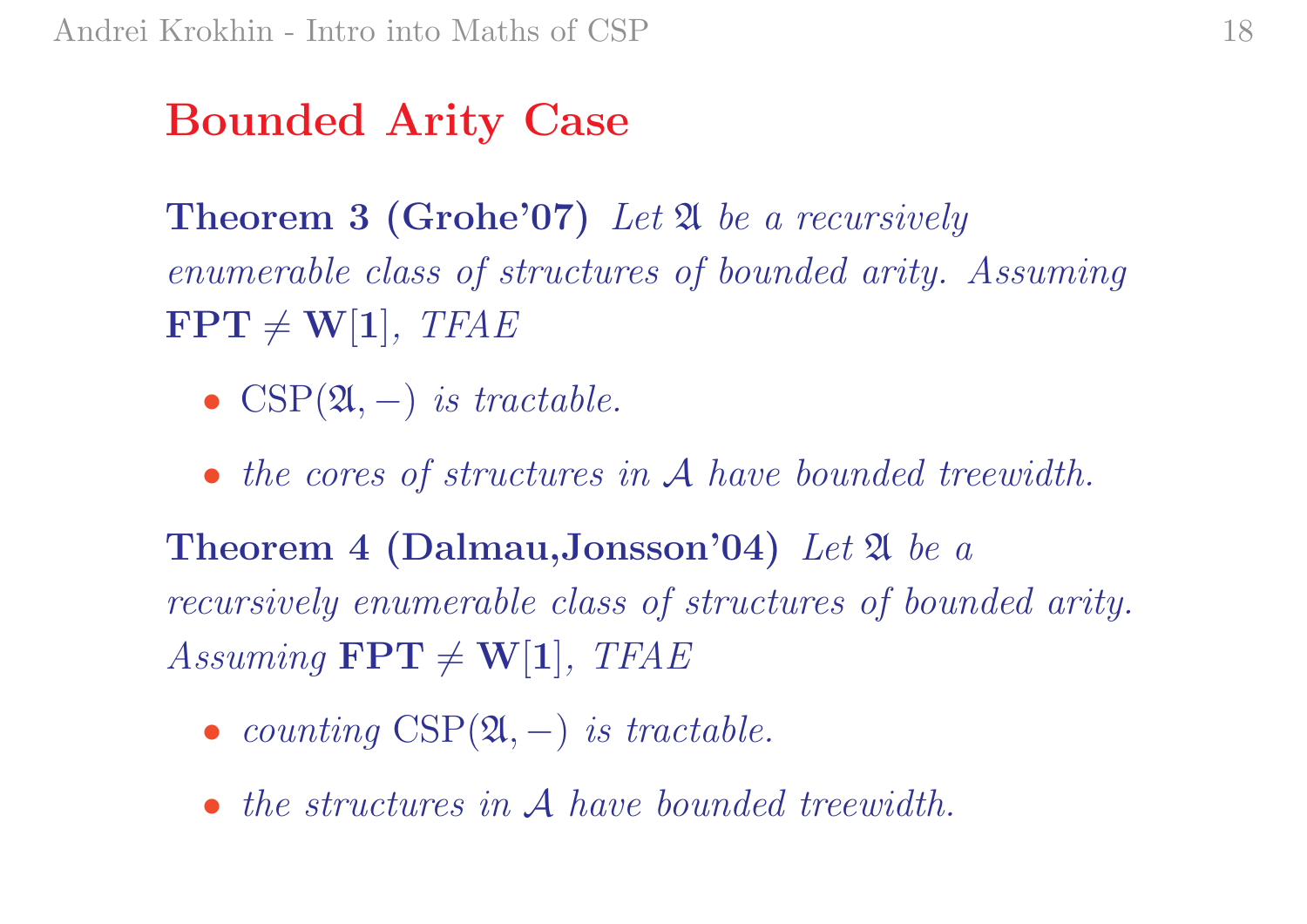# Bounded Arity Case

**Theorem 3 (Grohe'07)** *Let $\mathfrak{A}$ be a recursively enumerable class of structures of bounded arity. Assuming* $\mathbf{FPT} \neq \mathbf{W[1]}$, *TFAE*

- $\mathrm{CSP}(\mathfrak{A}, -)$ *is tractable.*
- *the cores of structures in $\mathcal{A}$ have bounded treewidth.*

**Theorem 4 (Dalmau,Jonsson'04)** *Let $\mathfrak{A}$ be a recursively enumerable class of structures of bounded arity. Assuming* $\mathbf{FPT} \neq \mathbf{W[1]}$, *TFAE*

- *counting* $\mathrm{CSP}(\mathfrak{A}, -)$ *is tractable.*
- *the structures in $\mathcal{A}$ have bounded treewidth.*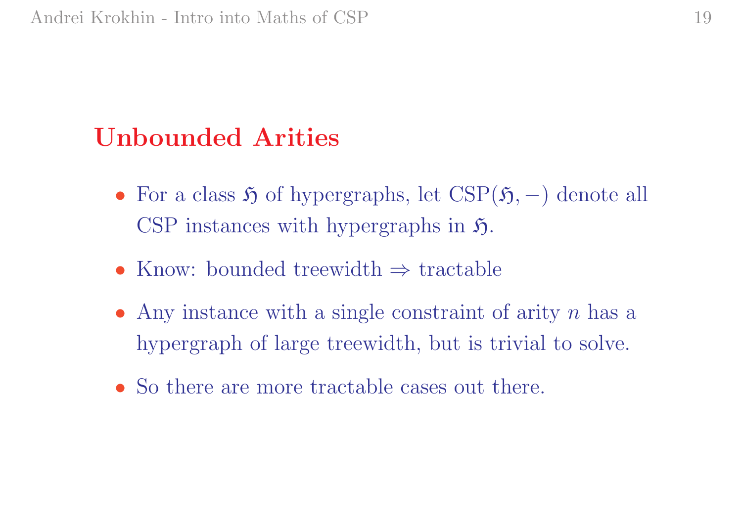## Unbounded Arities

- For a class $\mathfrak{H}$ of hypergraphs, let $\mathrm{CSP}(\mathfrak{H}, -)$ denote all CSP instances with hypergraphs in $\mathfrak{H}$.
- Know: bounded treewidth $\Rightarrow$ tractable
- Any instance with a single constraint of arity $n$ has a hypergraph of large treewidth, but is trivial to solve.
- So there are more tractable cases out there.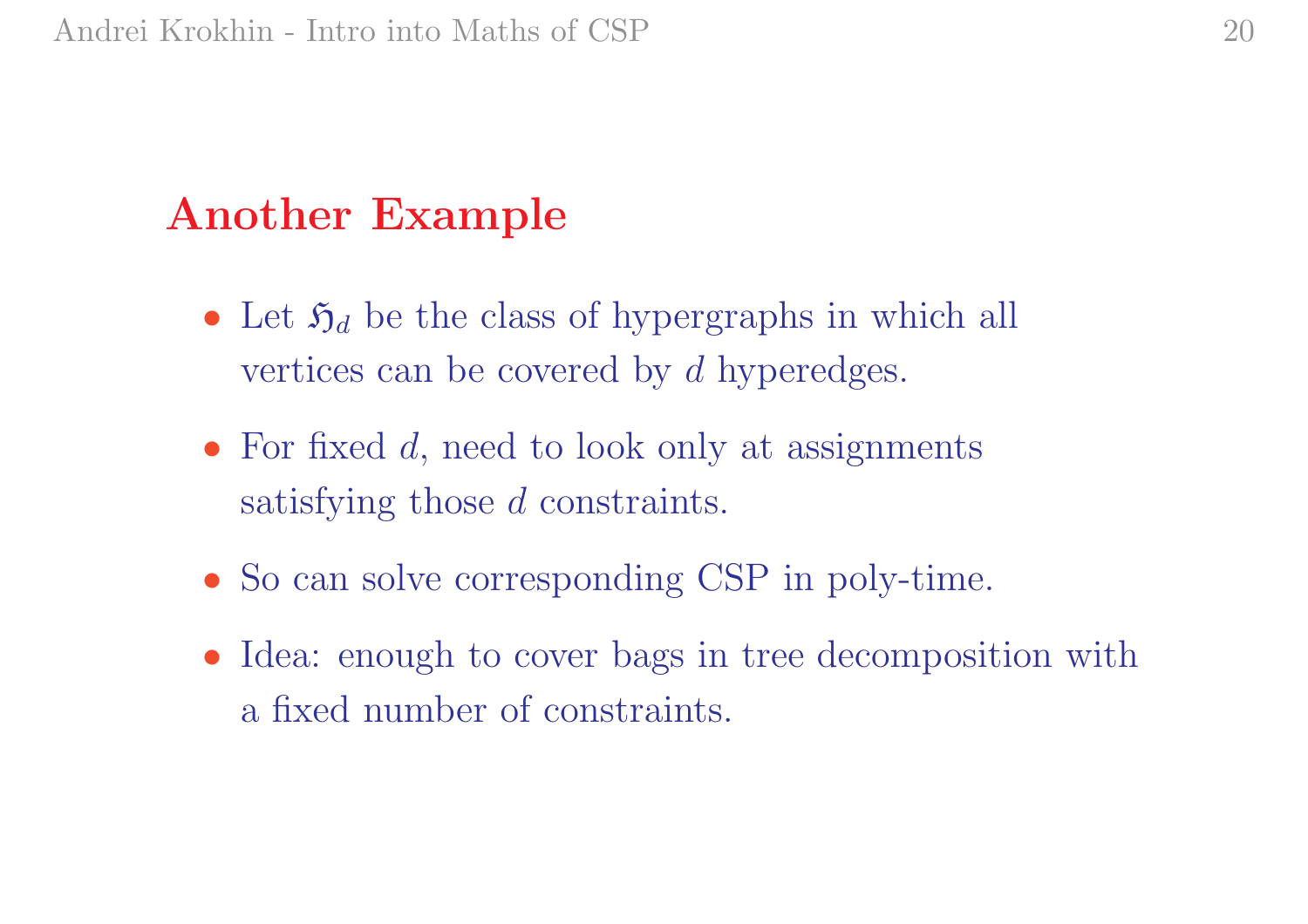## Another Example

- Let $\mathfrak{H}_d$ be the class of hypergraphs in which all vertices can be covered by $d$ hyperedges.
- For fixed $d$, need to look only at assignments satisfying those $d$ constraints.
- So can solve corresponding CSP in poly-time.
- Idea: enough to cover bags in tree decomposition with a fixed number of constraints.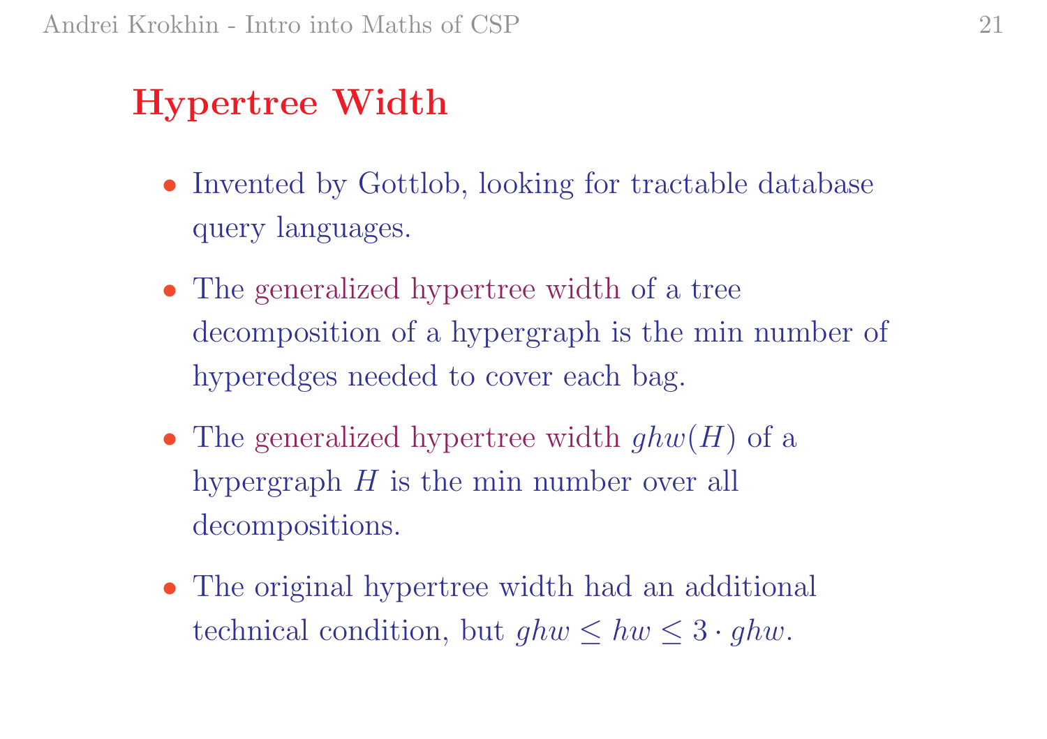## Hypertree Width

- Invented by Gottlob, looking for tractable database query languages.
- The generalized hypertree width of a tree decomposition of a hypergraph is the min number of hyperedges needed to cover each bag.
- The generalized hypertree width $ghw(H)$ of a hypergraph $H$ is the min number over all decompositions.
- The original hypertree width had an additional technical condition, but $ghw \leq hw \leq 3 \cdot ghw$.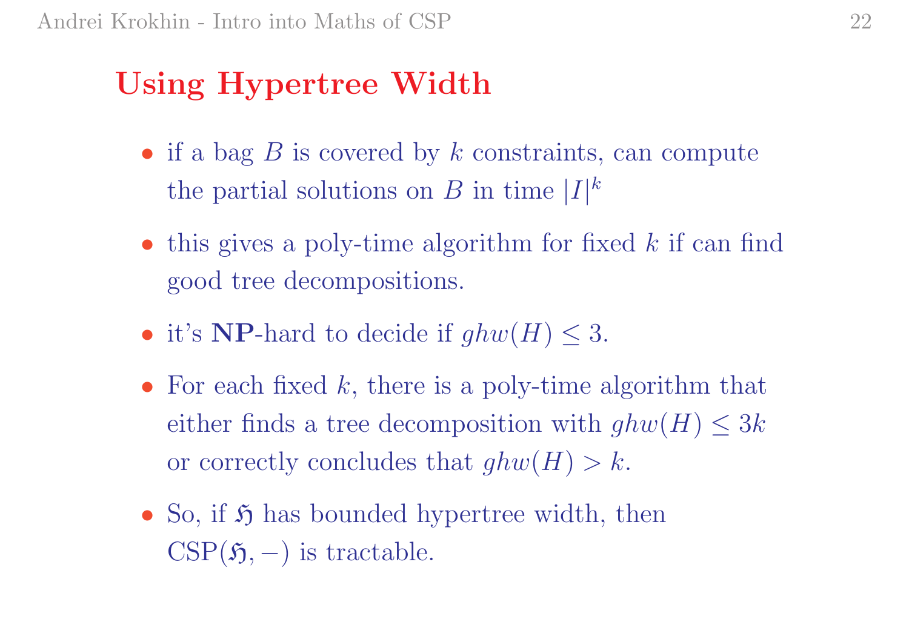# Using Hypertree Width

- if a bag $B$ is covered by $k$ constraints, can compute the partial solutions on $B$ in time $|I|^k$
- this gives a poly-time algorithm for fixed $k$ if can find good tree decompositions.
- it's **NP**-hard to decide if $ghw(H) \leq 3$.
- For each fixed $k$, there is a poly-time algorithm that either finds a tree decomposition with $ghw(H) \leq 3k$ or correctly concludes that $ghw(H) > k$.
- So, if $\mathfrak{H}$ has bounded hypertree width, then $\mathrm{CSP}(\mathfrak{H}, -)$ is tractable.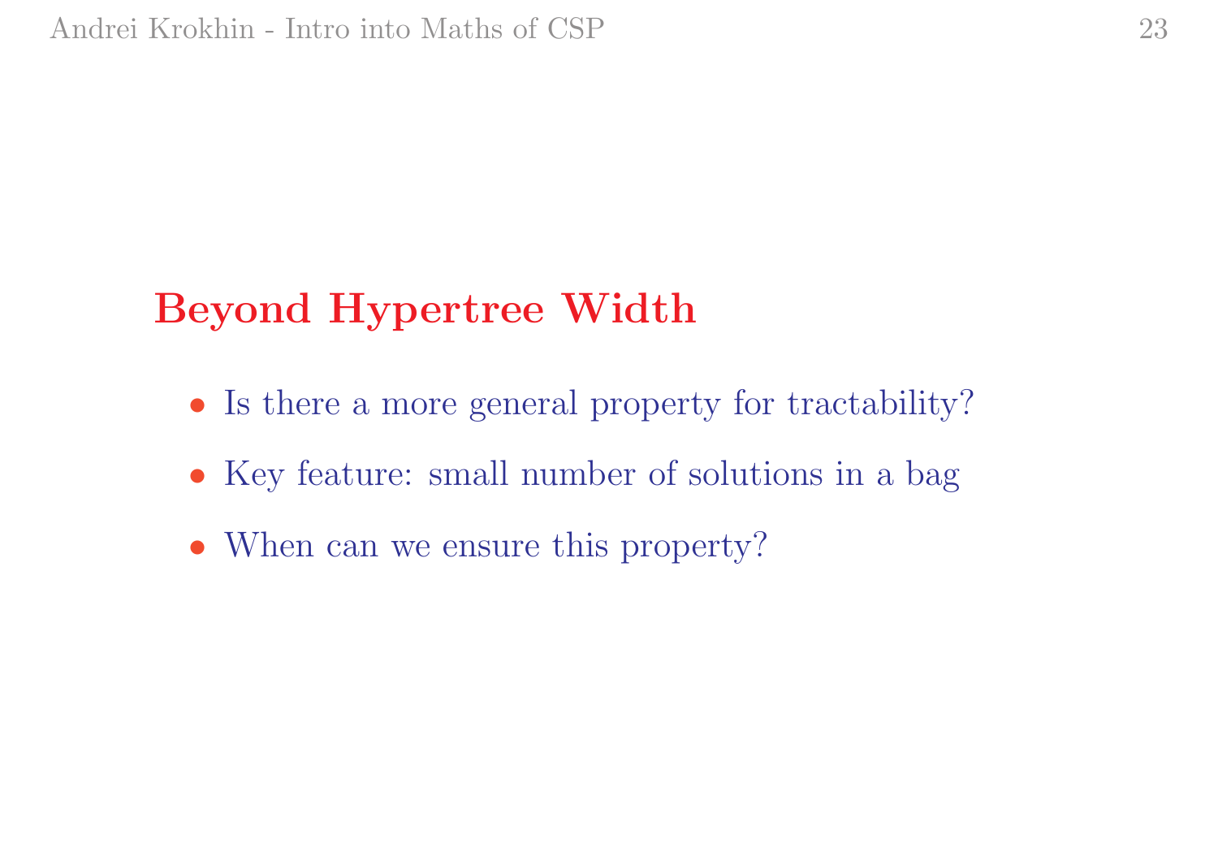## Beyond Hypertree Width

- Is there a more general property for tractability?
- Key feature: small number of solutions in a bag
- When can we ensure this property?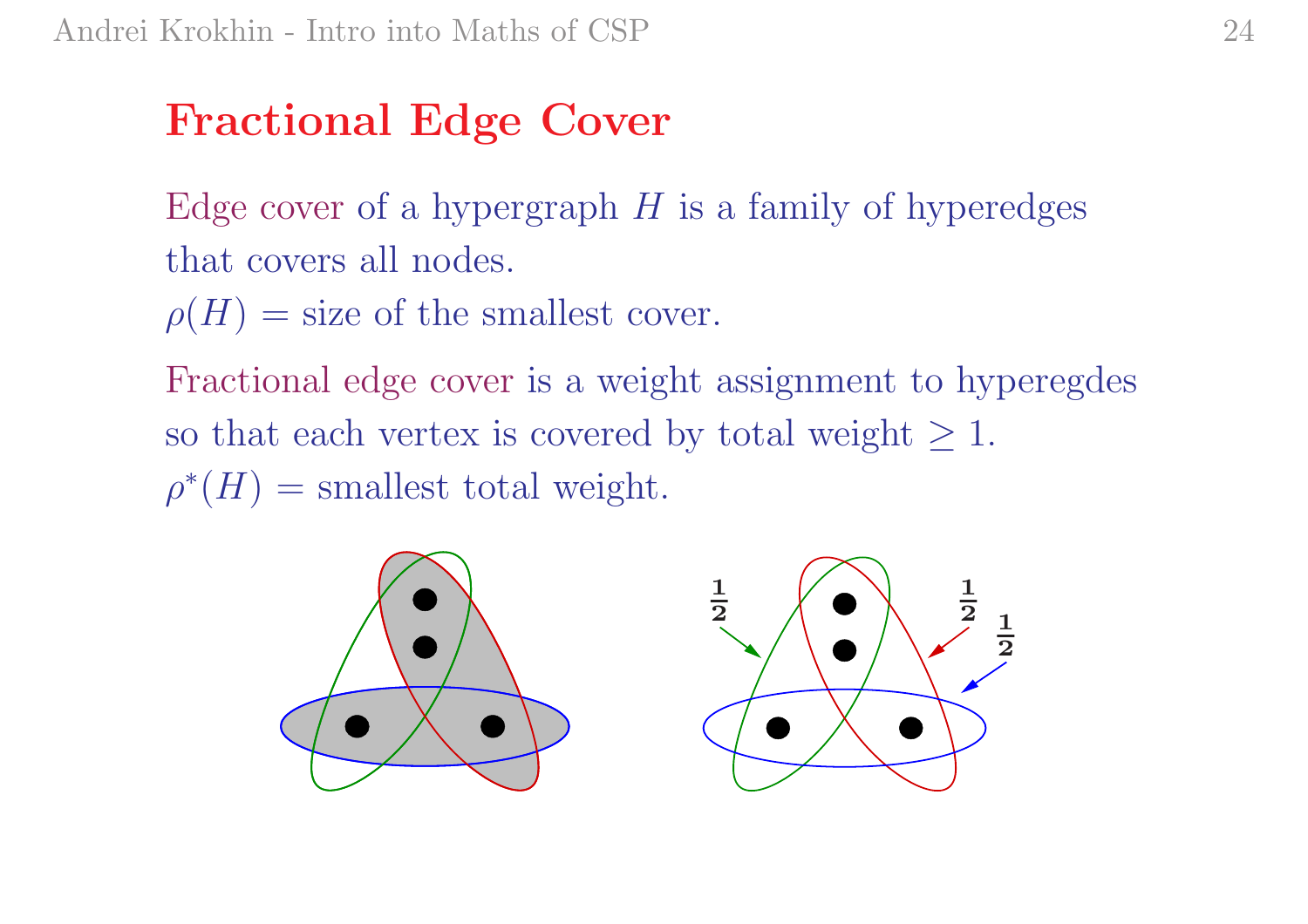# Fractional Edge Cover

Edge cover of a hypergraph $H$ is a family of hyperedges that covers all nodes.
$\rho(H)$ = size of the smallest cover.

Fractional edge cover is a weight assignment to hyperegdes so that each vertex is covered by total weight $\geq 1$.
$\rho^*(H)$ = smallest total weight.

$\frac{1}{2}$ $\frac{1}{2}$ $\frac{1}{2}$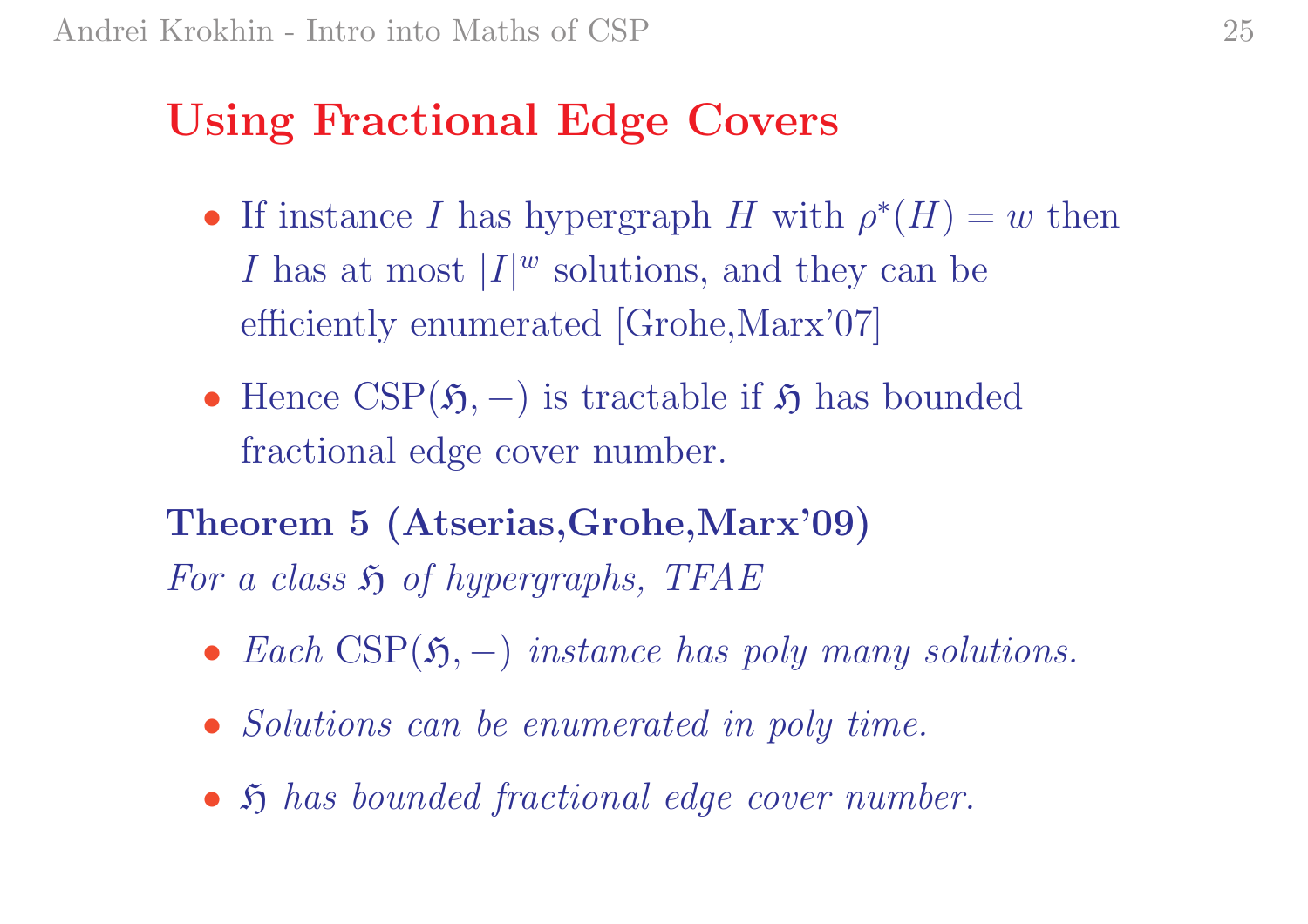# Using Fractional Edge Covers

- If instance $I$ has hypergraph $H$ with $\rho^*(H) = w$ then $I$ has at most $|I|^w$ solutions, and they can be efficiently enumerated [Grohe,Marx'07]
- Hence $\mathrm{CSP}(\mathfrak{H}, -)$ is tractable if $\mathfrak{H}$ has bounded fractional edge cover number.

**Theorem 5 (Atserias,Grohe,Marx'09)**
*For a class $\mathfrak{H}$ of hypergraphs, TFAE*

- *Each $\mathrm{CSP}(\mathfrak{H}, -)$ instance has poly many solutions.*
- *Solutions can be enumerated in poly time.*
- *$\mathfrak{H}$ has bounded fractional edge cover number.*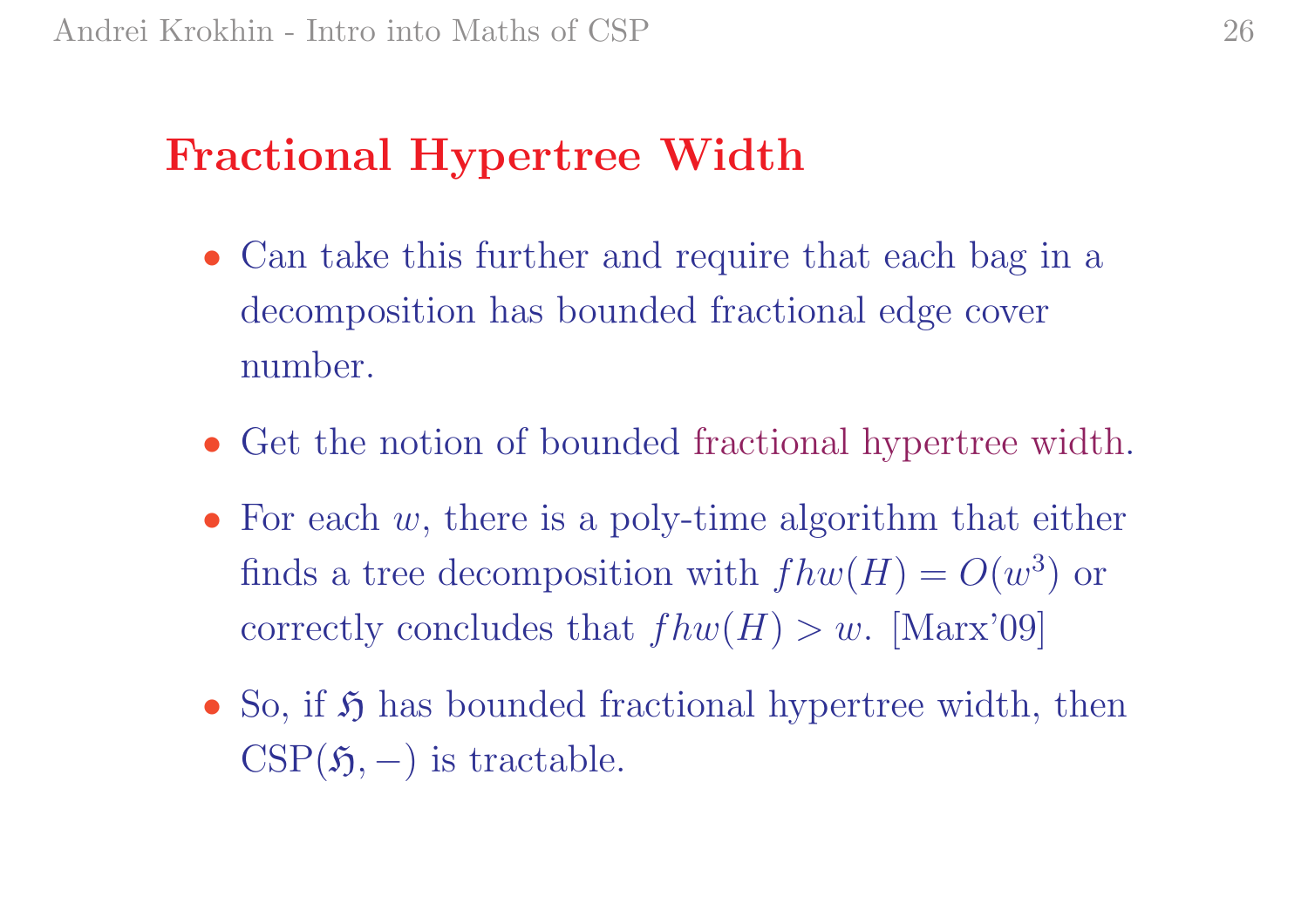# Fractional Hypertree Width

- Can take this further and require that each bag in a decomposition has bounded fractional edge cover number.
- Get the notion of bounded fractional hypertree width.
- For each $w$, there is a poly-time algorithm that either finds a tree decomposition with $fhw(H) = O(w^3)$ or correctly concludes that $fhw(H) > w$. [Marx'09]
- So, if $\mathfrak{H}$ has bounded fractional hypertree width, then $\mathrm{CSP}(\mathfrak{H}, -)$ is tractable.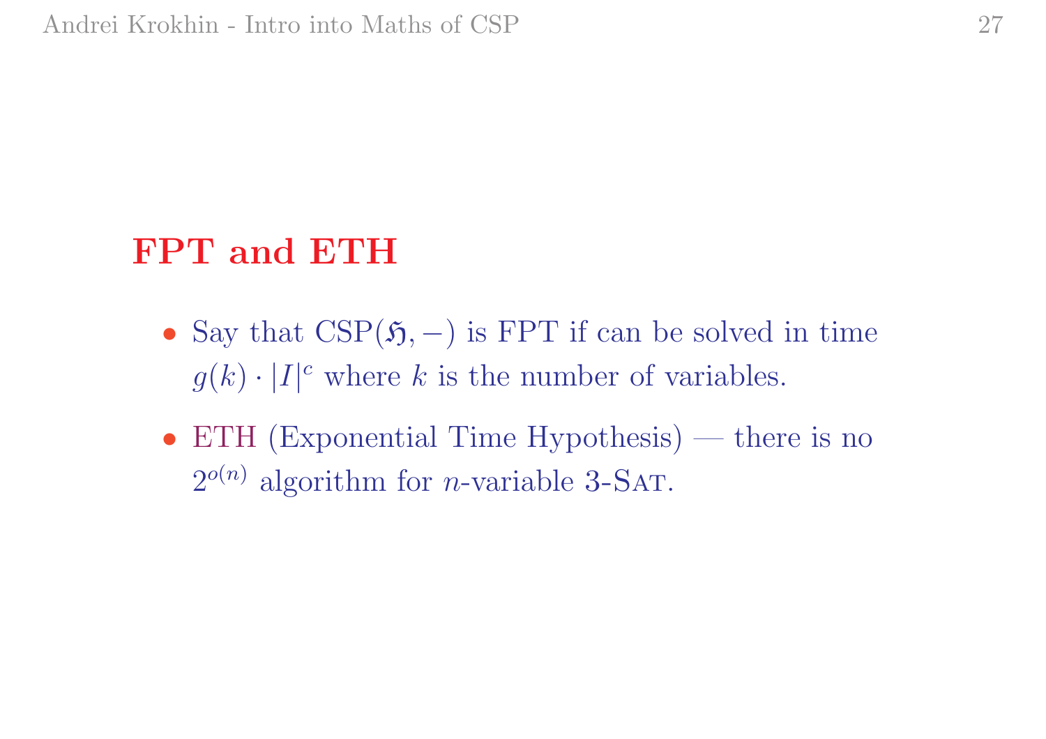## FPT and ETH

- Say that $\mathrm{CSP}(\mathfrak{H}, -)$ is FPT if can be solved in time $g(k) \cdot |I|^c$ where $k$ is the number of variables.
- ETH (Exponential Time Hypothesis) — there is no $2^{o(n)}$ algorithm for $n$-variable 3-Sat.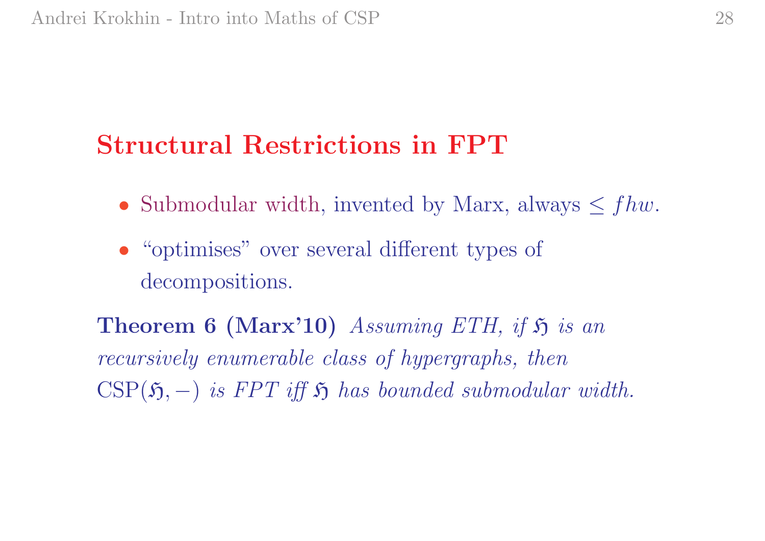## Structural Restrictions in FPT

- Submodular width, invented by Marx, always $\leq fhw$.
- "optimises" over several different types of decompositions.

**Theorem 6 (Marx'10)** *Assuming ETH, if* $\mathfrak{H}$ *is an recursively enumerable class of hypergraphs, then* $\mathrm{CSP}(\mathfrak{H}, -)$ *is FPT iff* $\mathfrak{H}$ *has bounded submodular width.*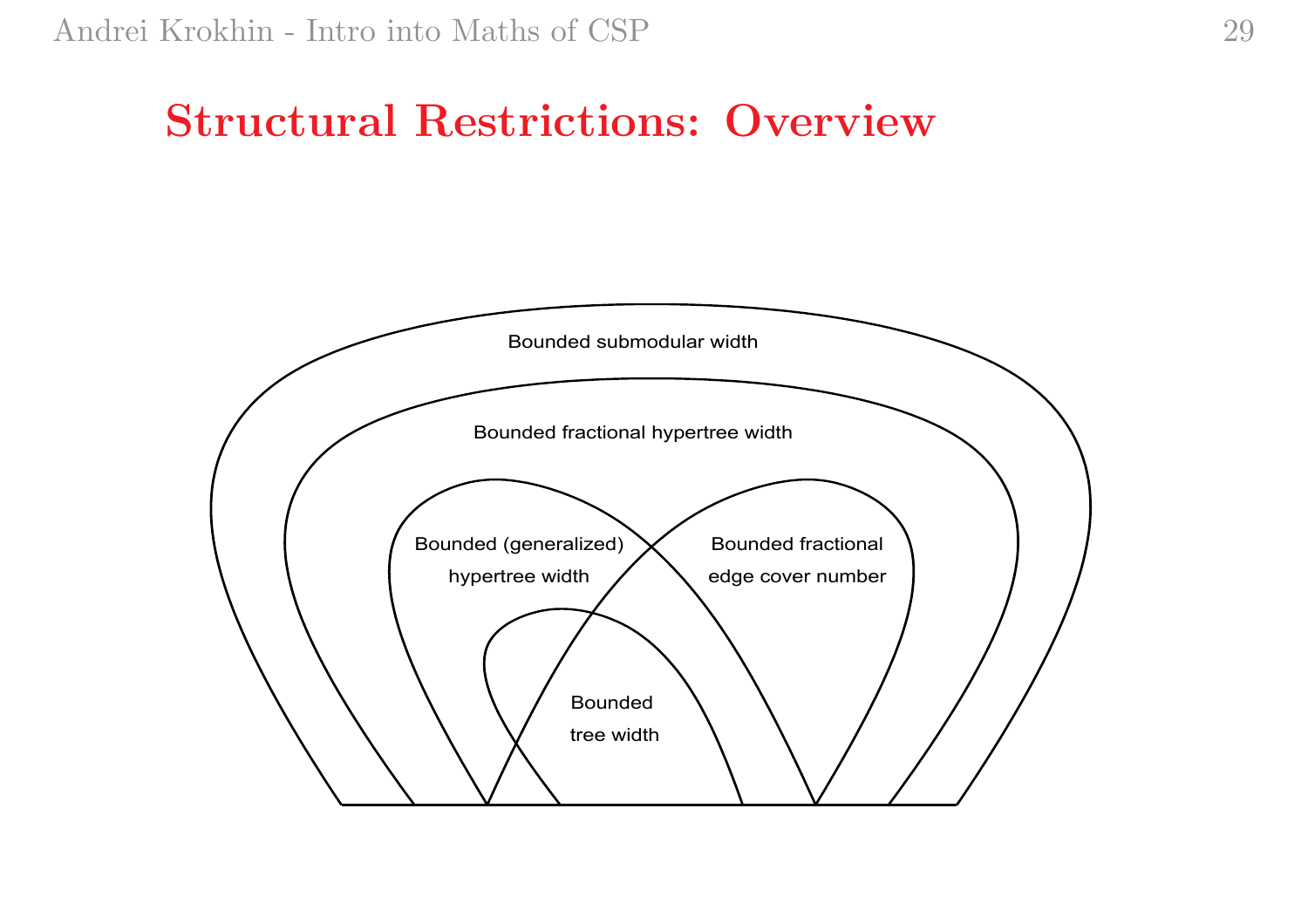# Structural Restrictions: Overview

Bounded submodular width

Bounded fractional hypertree width

Bounded (generalized) hypertree width

Bounded fractional edge cover number

Bounded tree width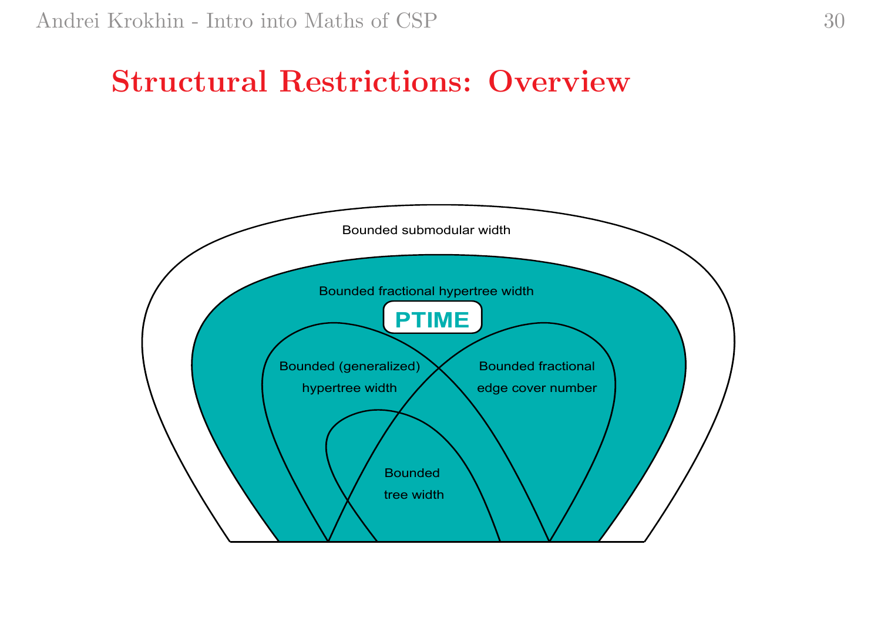# Structural Restrictions: Overview

Bounded submodular width

Bounded fractional hypertree width

PTIME

Bounded (generalized) hypertree width

Bounded fractional edge cover number

Bounded tree width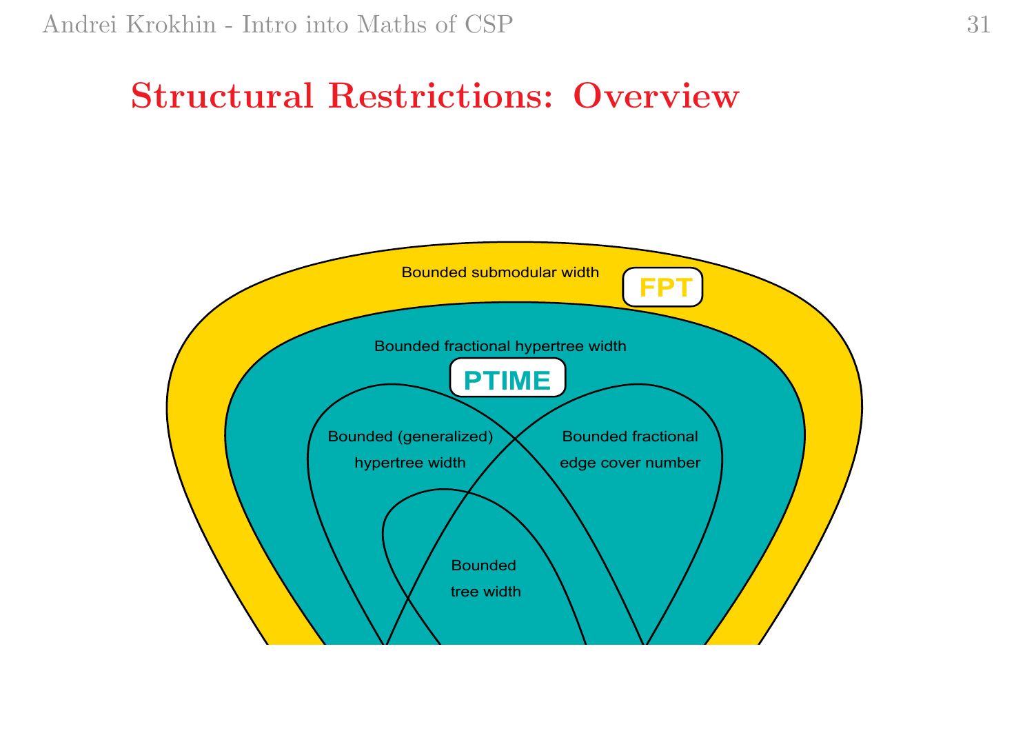## Structural Restrictions: Overview

Bounded submodular width

FPT

Bounded fractional hypertree width

PTIME

Bounded (generalized) hypertree width

Bounded fractional edge cover number

Bounded tree width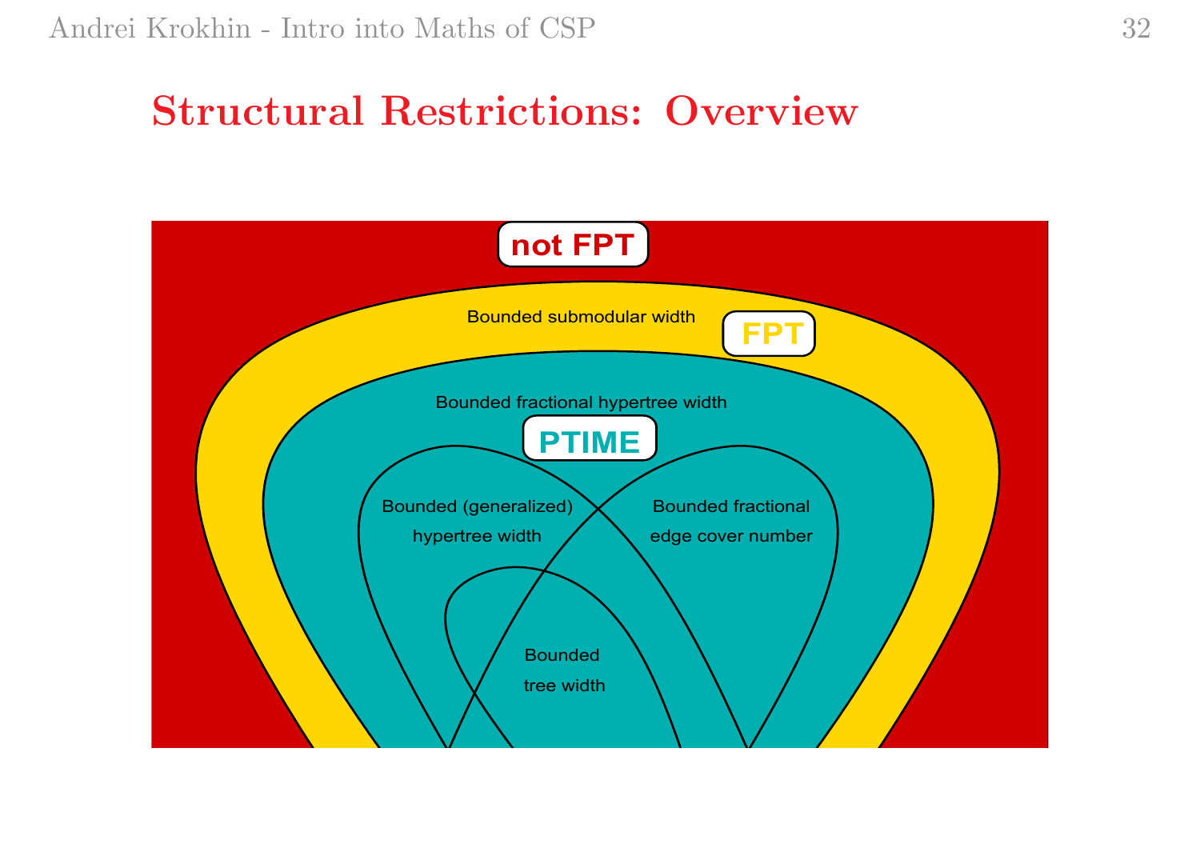# Structural Restrictions: Overview

not FPT

Bounded submodular width

FPT

Bounded fractional hypertree width

PTIME

Bounded (generalized) hypertree width

Bounded fractional edge cover number

Bounded tree width